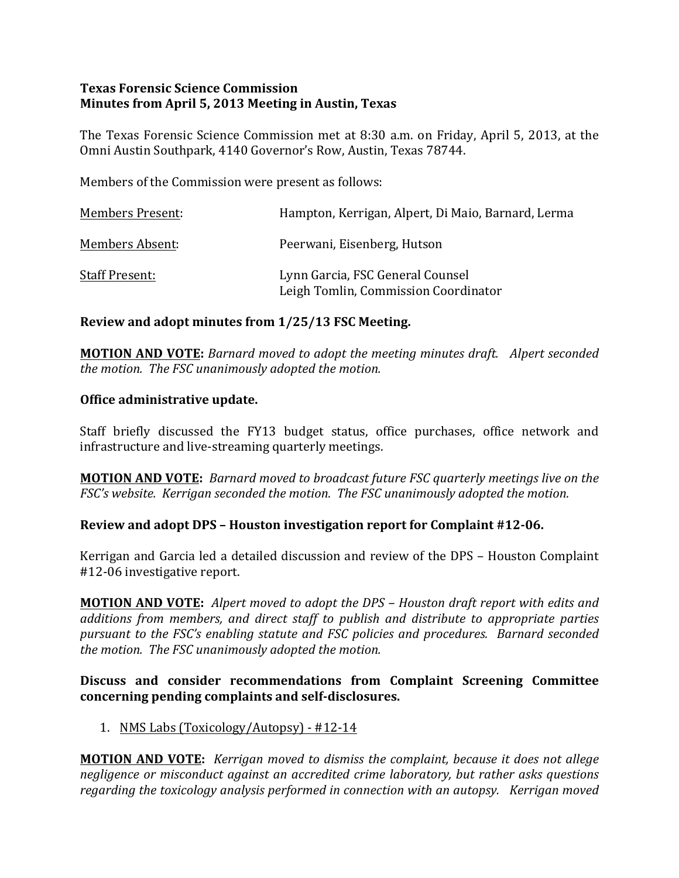**Texas Forensic Science Commission**
**Minutes from April 5, 2013 Meeting in Austin, Texas**

The Texas Forensic Science Commission met at 8:30 a.m. on Friday, April 5, 2013, at the Omni Austin Southpark, 4140 Governor's Row, Austin, Texas 78744.

Members of the Commission were present as follows:

| | |
|---|---|
| Members Present: | Hampton, Kerrigan, Alpert, Di Maio, Barnard, Lerma |
| Members Absent: | Peerwani, Eisenberg, Hutson |
| Staff Present: | Lynn Garcia, FSC General Counsel<br>Leigh Tomlin, Commission Coordinator |

**Review and adopt minutes from 1/25/13 FSC Meeting.**

**MOTION AND VOTE:** *Barnard moved to adopt the meeting minutes draft. Alpert seconded the motion. The FSC unanimously adopted the motion.*

**Office administrative update.**

Staff briefly discussed the FY13 budget status, office purchases, office network and infrastructure and live-streaming quarterly meetings.

**MOTION AND VOTE:** *Barnard moved to broadcast future FSC quarterly meetings live on the FSC's website. Kerrigan seconded the motion. The FSC unanimously adopted the motion.*

**Review and adopt DPS – Houston investigation report for Complaint #12-06.**

Kerrigan and Garcia led a detailed discussion and review of the DPS – Houston Complaint #12-06 investigative report.

**MOTION AND VOTE:** *Alpert moved to adopt the DPS – Houston draft report with edits and additions from members, and direct staff to publish and distribute to appropriate parties pursuant to the FSC's enabling statute and FSC policies and procedures. Barnard seconded the motion. The FSC unanimously adopted the motion.*

**Discuss and consider recommendations from Complaint Screening Committee concerning pending complaints and self-disclosures.**

1. NMS Labs (Toxicology/Autopsy) - #12-14

**MOTION AND VOTE:** *Kerrigan moved to dismiss the complaint, because it does not allege negligence or misconduct against an accredited crime laboratory, but rather asks questions regarding the toxicology analysis performed in connection with an autopsy. Kerrigan moved*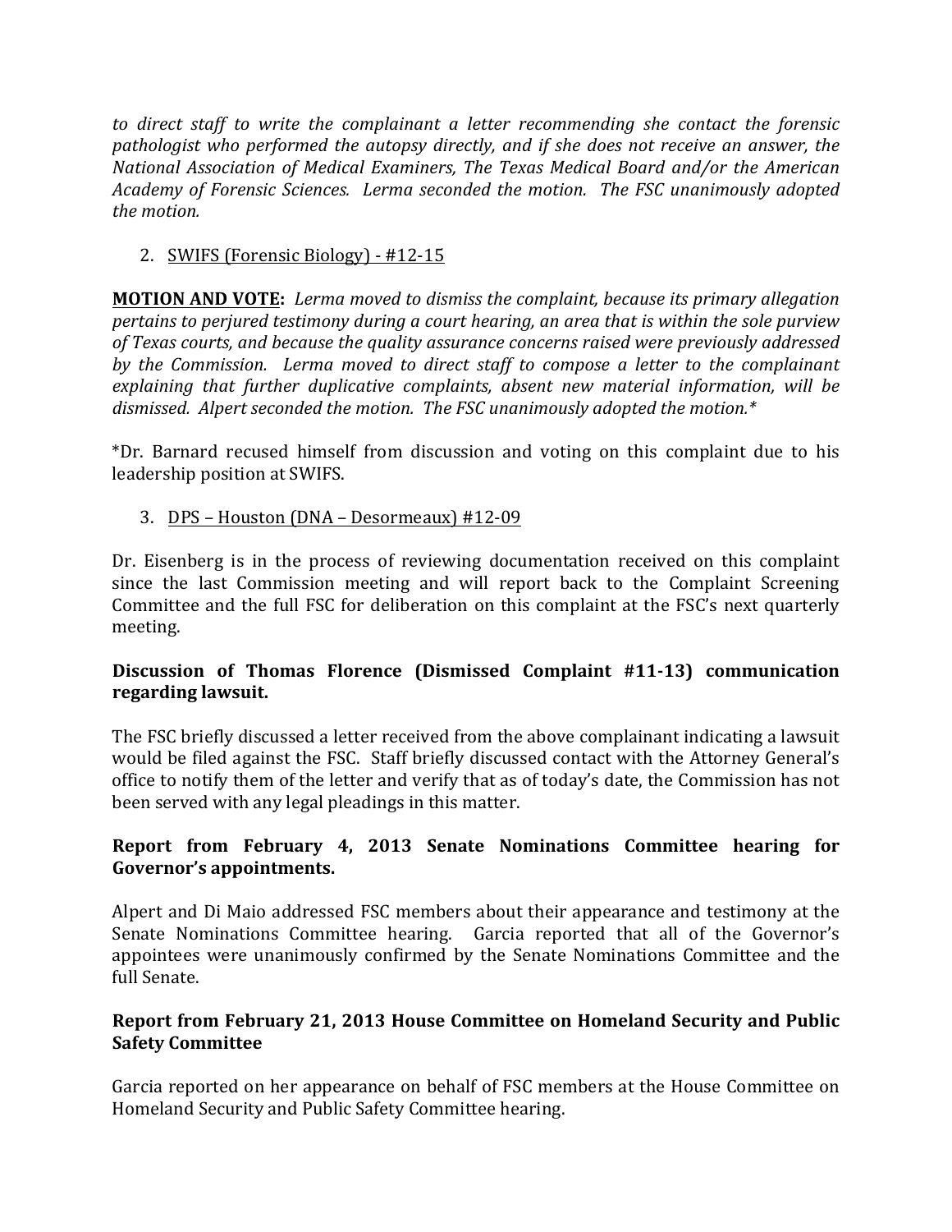*to direct staff to write the complainant a letter recommending she contact the forensic pathologist who performed the autopsy directly, and if she does not receive an answer, the National Association of Medical Examiners, The Texas Medical Board and/or the American Academy of Forensic Sciences. Lerma seconded the motion. The FSC unanimously adopted the motion.*

2. <u>SWIFS (Forensic Biology) - #12-15</u>

**<u>MOTION AND VOTE:</u>** *Lerma moved to dismiss the complaint, because its primary allegation pertains to perjured testimony during a court hearing, an area that is within the sole purview of Texas courts, and because the quality assurance concerns raised were previously addressed by the Commission. Lerma moved to direct staff to compose a letter to the complainant explaining that further duplicative complaints, absent new material information, will be dismissed. Alpert seconded the motion. The FSC unanimously adopted the motion.**

*Dr. Barnard recused himself from discussion and voting on this complaint due to his leadership position at SWIFS.

3. <u>DPS – Houston (DNA – Desormeaux) #12-09</u>

Dr. Eisenberg is in the process of reviewing documentation received on this complaint since the last Commission meeting and will report back to the Complaint Screening Committee and the full FSC for deliberation on this complaint at the FSC's next quarterly meeting.

**Discussion of Thomas Florence (Dismissed Complaint #11-13) communication regarding lawsuit.**

The FSC briefly discussed a letter received from the above complainant indicating a lawsuit would be filed against the FSC. Staff briefly discussed contact with the Attorney General's office to notify them of the letter and verify that as of today's date, the Commission has not been served with any legal pleadings in this matter.

**Report from February 4, 2013 Senate Nominations Committee hearing for Governor's appointments.**

Alpert and Di Maio addressed FSC members about their appearance and testimony at the Senate Nominations Committee hearing. Garcia reported that all of the Governor's appointees were unanimously confirmed by the Senate Nominations Committee and the full Senate.

**Report from February 21, 2013 House Committee on Homeland Security and Public Safety Committee**

Garcia reported on her appearance on behalf of FSC members at the House Committee on Homeland Security and Public Safety Committee hearing.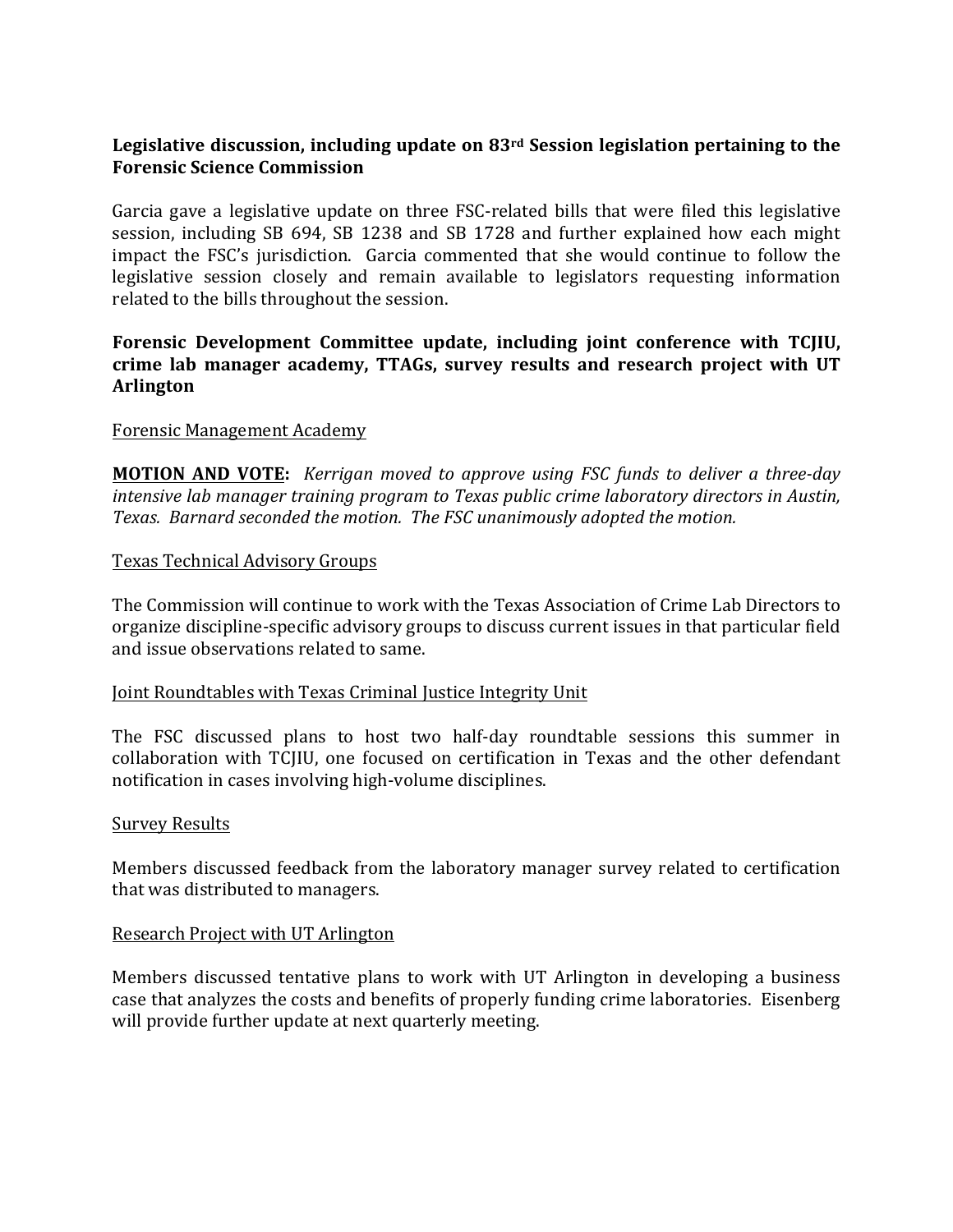**Legislative discussion, including update on 83rd Session legislation pertaining to the Forensic Science Commission**

Garcia gave a legislative update on three FSC-related bills that were filed this legislative session, including SB 694, SB 1238 and SB 1728 and further explained how each might impact the FSC's jurisdiction. Garcia commented that she would continue to follow the legislative session closely and remain available to legislators requesting information related to the bills throughout the session.

**Forensic Development Committee update, including joint conference with TCJIU, crime lab manager academy, TTAGs, survey results and research project with UT Arlington**

Forensic Management Academy

**MOTION AND VOTE:** *Kerrigan moved to approve using FSC funds to deliver a three-day intensive lab manager training program to Texas public crime laboratory directors in Austin, Texas. Barnard seconded the motion. The FSC unanimously adopted the motion.*

Texas Technical Advisory Groups

The Commission will continue to work with the Texas Association of Crime Lab Directors to organize discipline-specific advisory groups to discuss current issues in that particular field and issue observations related to same.

Joint Roundtables with Texas Criminal Justice Integrity Unit

The FSC discussed plans to host two half-day roundtable sessions this summer in collaboration with TCJIU, one focused on certification in Texas and the other defendant notification in cases involving high-volume disciplines.

Survey Results

Members discussed feedback from the laboratory manager survey related to certification that was distributed to managers.

Research Project with UT Arlington

Members discussed tentative plans to work with UT Arlington in developing a business case that analyzes the costs and benefits of properly funding crime laboratories. Eisenberg will provide further update at next quarterly meeting.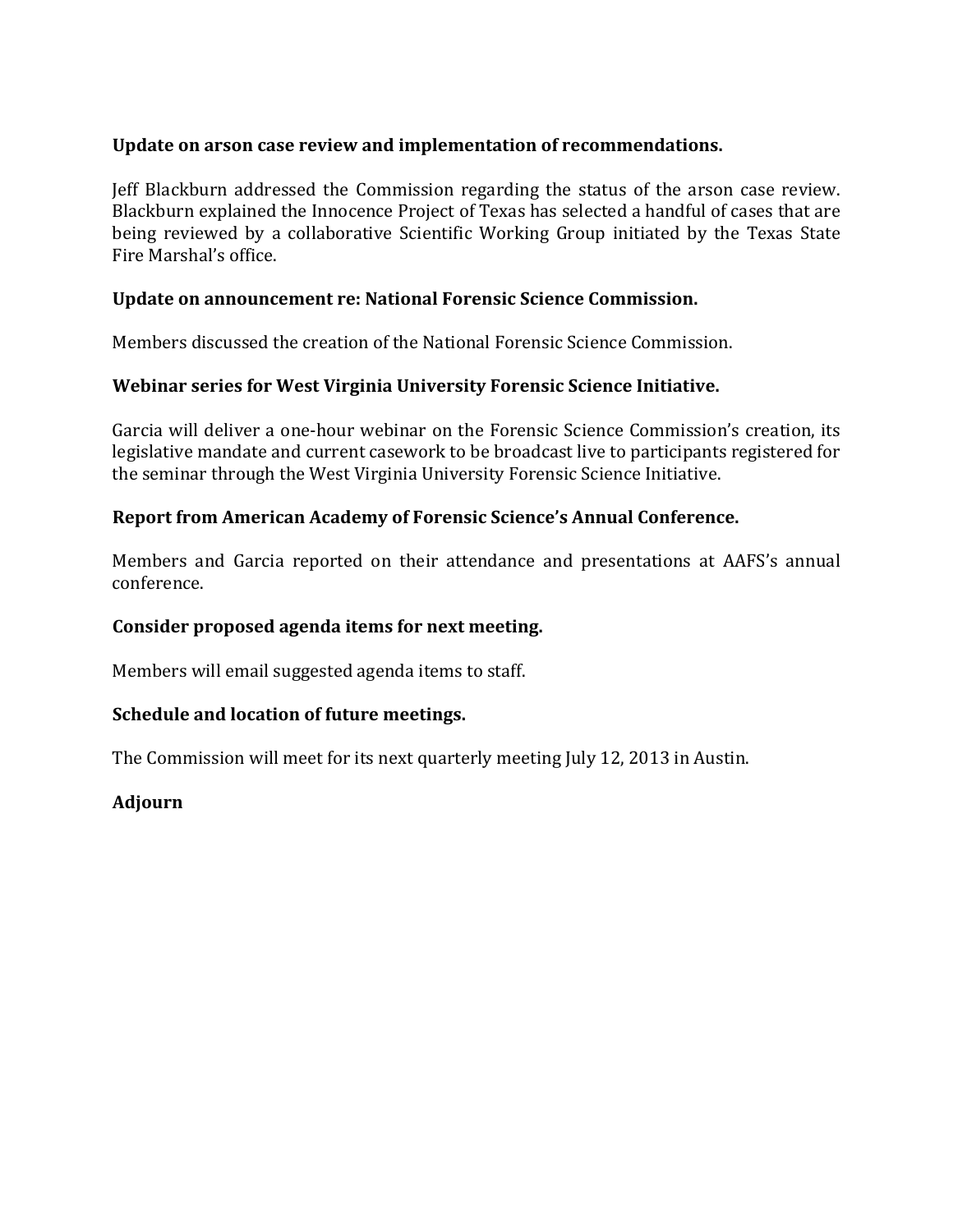**Update on arson case review and implementation of recommendations.**

Jeff Blackburn addressed the Commission regarding the status of the arson case review. Blackburn explained the Innocence Project of Texas has selected a handful of cases that are being reviewed by a collaborative Scientific Working Group initiated by the Texas State Fire Marshal's office.

**Update on announcement re: National Forensic Science Commission.**

Members discussed the creation of the National Forensic Science Commission.

**Webinar series for West Virginia University Forensic Science Initiative.**

Garcia will deliver a one-hour webinar on the Forensic Science Commission's creation, its legislative mandate and current casework to be broadcast live to participants registered for the seminar through the West Virginia University Forensic Science Initiative.

**Report from American Academy of Forensic Science's Annual Conference.**

Members and Garcia reported on their attendance and presentations at AAFS's annual conference.

**Consider proposed agenda items for next meeting.**

Members will email suggested agenda items to staff.

**Schedule and location of future meetings.**

The Commission will meet for its next quarterly meeting July 12, 2013 in Austin.

**Adjourn**